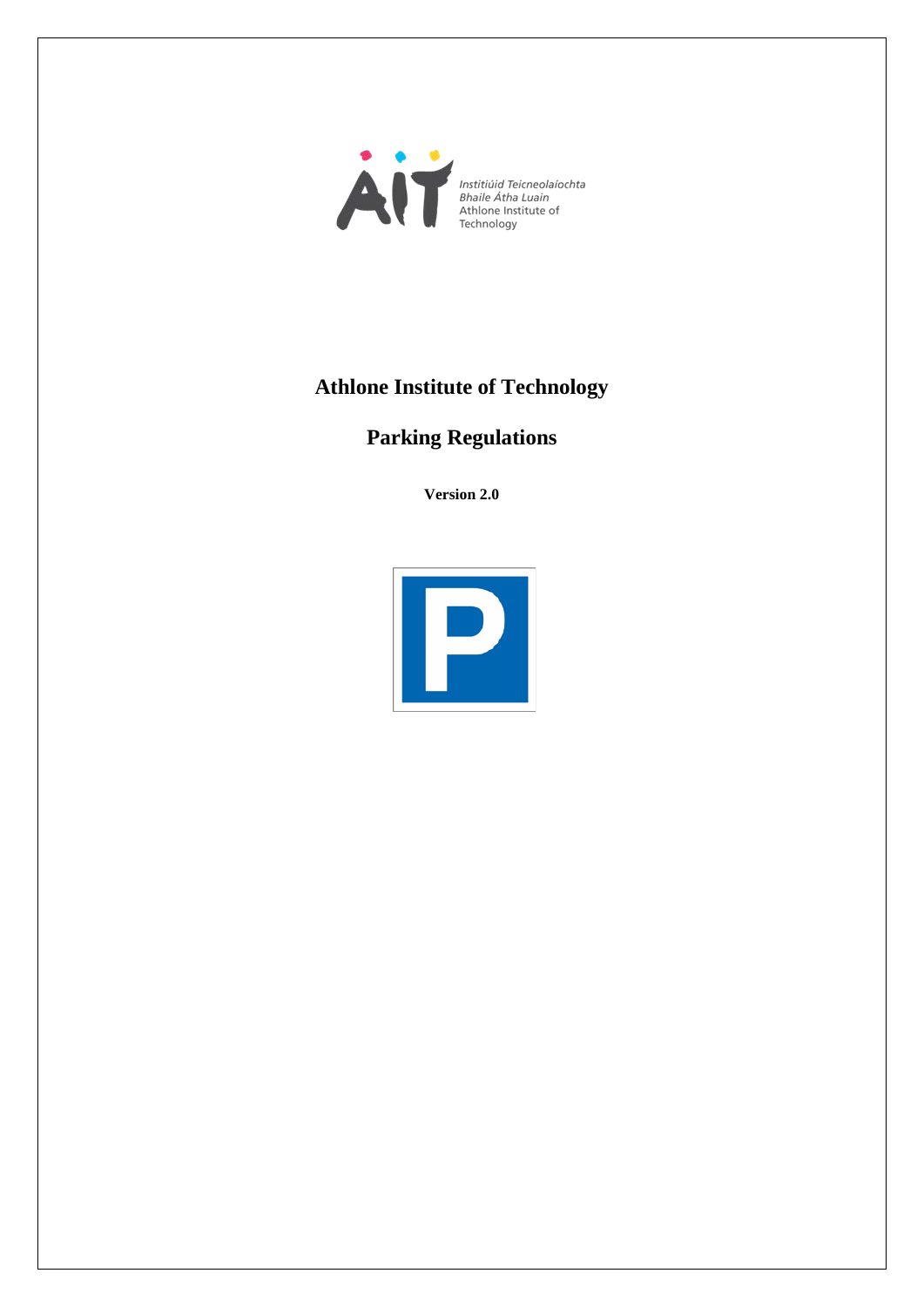Institiúid Teicneolaíochta
Bhaile Átha Luain
Athlone Institute of
Technology

# Athlone Institute of Technology

# Parking Regulations

**Version 2.0**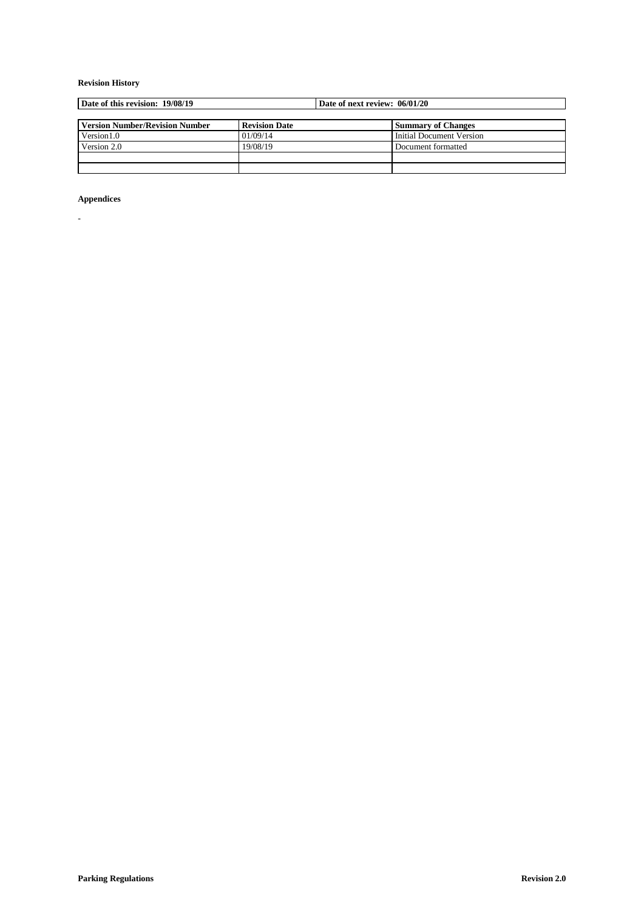**Revision History**

| Date of this revision: 19/08/19 | Date of next review: 06/01/20 |
|---|---|

| Version Number/Revision Number | Revision Date | Summary of Changes |
|---|---|---|
| Version1.0 | 01/09/14 | Initial Document Version |
| Version 2.0 | 19/08/19 | Document formatted |
| | | |
| | | |

**Appendices**

-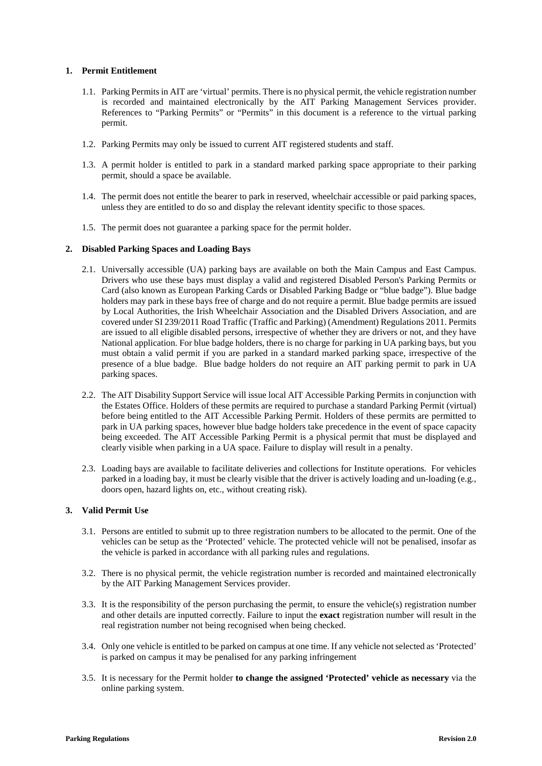## 1. Permit Entitlement

1.1. Parking Permits in AIT are 'virtual' permits. There is no physical permit, the vehicle registration number is recorded and maintained electronically by the AIT Parking Management Services provider. References to "Parking Permits" or "Permits" in this document is a reference to the virtual parking permit.

1.2. Parking Permits may only be issued to current AIT registered students and staff.

1.3. A permit holder is entitled to park in a standard marked parking space appropriate to their parking permit, should a space be available.

1.4. The permit does not entitle the bearer to park in reserved, wheelchair accessible or paid parking spaces, unless they are entitled to do so and display the relevant identity specific to those spaces.

1.5. The permit does not guarantee a parking space for the permit holder.

## 2. Disabled Parking Spaces and Loading Bays

2.1. Universally accessible (UA) parking bays are available on both the Main Campus and East Campus. Drivers who use these bays must display a valid and registered Disabled Person's Parking Permits or Card (also known as European Parking Cards or Disabled Parking Badge or "blue badge"). Blue badge holders may park in these bays free of charge and do not require a permit. Blue badge permits are issued by Local Authorities, the Irish Wheelchair Association and the Disabled Drivers Association, and are covered under SI 239/2011 Road Traffic (Traffic and Parking) (Amendment) Regulations 2011. Permits are issued to all eligible disabled persons, irrespective of whether they are drivers or not, and they have National application. For blue badge holders, there is no charge for parking in UA parking bays, but you must obtain a valid permit if you are parked in a standard marked parking space, irrespective of the presence of a blue badge. Blue badge holders do not require an AIT parking permit to park in UA parking spaces.

2.2. The AIT Disability Support Service will issue local AIT Accessible Parking Permits in conjunction with the Estates Office. Holders of these permits are required to purchase a standard Parking Permit (virtual) before being entitled to the AIT Accessible Parking Permit. Holders of these permits are permitted to park in UA parking spaces, however blue badge holders take precedence in the event of space capacity being exceeded. The AIT Accessible Parking Permit is a physical permit that must be displayed and clearly visible when parking in a UA space. Failure to display will result in a penalty.

2.3. Loading bays are available to facilitate deliveries and collections for Institute operations. For vehicles parked in a loading bay, it must be clearly visible that the driver is actively loading and un-loading (e.g., doors open, hazard lights on, etc., without creating risk).

## 3. Valid Permit Use

3.1. Persons are entitled to submit up to three registration numbers to be allocated to the permit. One of the vehicles can be setup as the 'Protected' vehicle. The protected vehicle will not be penalised, insofar as the vehicle is parked in accordance with all parking rules and regulations.

3.2. There is no physical permit, the vehicle registration number is recorded and maintained electronically by the AIT Parking Management Services provider.

3.3. It is the responsibility of the person purchasing the permit, to ensure the vehicle(s) registration number and other details are inputted correctly. Failure to input the **exact** registration number will result in the real registration number not being recognised when being checked.

3.4. Only one vehicle is entitled to be parked on campus at one time. If any vehicle not selected as 'Protected' is parked on campus it may be penalised for any parking infringement

3.5. It is necessary for the Permit holder **to change the assigned 'Protected' vehicle as necessary** via the online parking system.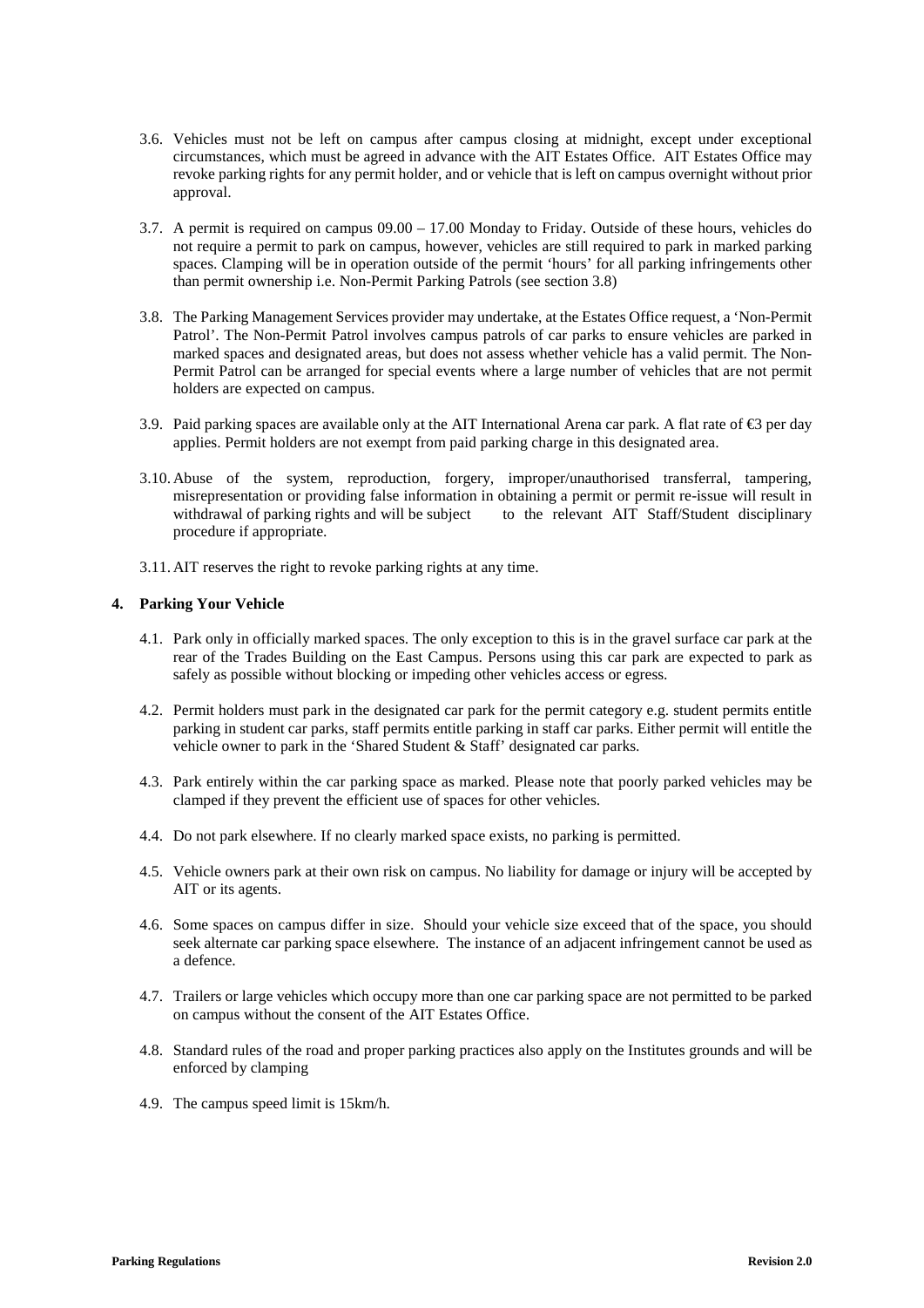3.6. Vehicles must not be left on campus after campus closing at midnight, except under exceptional circumstances, which must be agreed in advance with the AIT Estates Office. AIT Estates Office may revoke parking rights for any permit holder, and or vehicle that is left on campus overnight without prior approval.

3.7. A permit is required on campus 09.00 – 17.00 Monday to Friday. Outside of these hours, vehicles do not require a permit to park on campus, however, vehicles are still required to park in marked parking spaces. Clamping will be in operation outside of the permit 'hours' for all parking infringements other than permit ownership i.e. Non-Permit Parking Patrols (see section 3.8)

3.8. The Parking Management Services provider may undertake, at the Estates Office request, a 'Non-Permit Patrol'. The Non-Permit Patrol involves campus patrols of car parks to ensure vehicles are parked in marked spaces and designated areas, but does not assess whether vehicle has a valid permit. The Non-Permit Patrol can be arranged for special events where a large number of vehicles that are not permit holders are expected on campus.

3.9. Paid parking spaces are available only at the AIT International Arena car park. A flat rate of €3 per day applies. Permit holders are not exempt from paid parking charge in this designated area.

3.10. Abuse of the system, reproduction, forgery, improper/unauthorised transferral, tampering, misrepresentation or providing false information in obtaining a permit or permit re-issue will result in withdrawal of parking rights and will be subject to the relevant AIT Staff/Student disciplinary procedure if appropriate.

3.11. AIT reserves the right to revoke parking rights at any time.

## 4. Parking Your Vehicle

4.1. Park only in officially marked spaces. The only exception to this is in the gravel surface car park at the rear of the Trades Building on the East Campus. Persons using this car park are expected to park as safely as possible without blocking or impeding other vehicles access or egress.

4.2. Permit holders must park in the designated car park for the permit category e.g. student permits entitle parking in student car parks, staff permits entitle parking in staff car parks. Either permit will entitle the vehicle owner to park in the 'Shared Student & Staff' designated car parks.

4.3. Park entirely within the car parking space as marked. Please note that poorly parked vehicles may be clamped if they prevent the efficient use of spaces for other vehicles.

4.4. Do not park elsewhere. If no clearly marked space exists, no parking is permitted.

4.5. Vehicle owners park at their own risk on campus. No liability for damage or injury will be accepted by AIT or its agents.

4.6. Some spaces on campus differ in size. Should your vehicle size exceed that of the space, you should seek alternate car parking space elsewhere. The instance of an adjacent infringement cannot be used as a defence.

4.7. Trailers or large vehicles which occupy more than one car parking space are not permitted to be parked on campus without the consent of the AIT Estates Office.

4.8. Standard rules of the road and proper parking practices also apply on the Institutes grounds and will be enforced by clamping

4.9. The campus speed limit is 15km/h.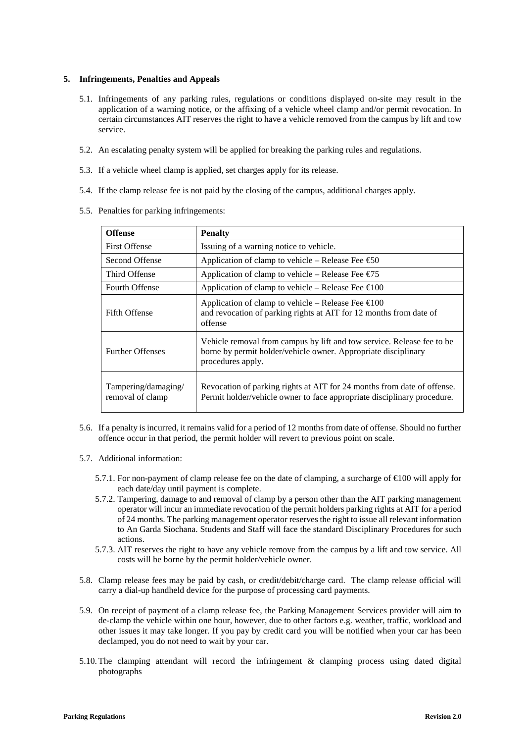## 5. Infringements, Penalties and Appeals

5.1. Infringements of any parking rules, regulations or conditions displayed on-site may result in the application of a warning notice, or the affixing of a vehicle wheel clamp and/or permit revocation. In certain circumstances AIT reserves the right to have a vehicle removed from the campus by lift and tow service.

5.2. An escalating penalty system will be applied for breaking the parking rules and regulations.

5.3. If a vehicle wheel clamp is applied, set charges apply for its release.

5.4. If the clamp release fee is not paid by the closing of the campus, additional charges apply.

5.5. Penalties for parking infringements:

| **Offense** | **Penalty** |
|---|---|
| First Offense | Issuing of a warning notice to vehicle. |
| Second Offense | Application of clamp to vehicle – Release Fee €50 |
| Third Offense | Application of clamp to vehicle – Release Fee €75 |
| Fourth Offense | Application of clamp to vehicle – Release Fee €100 |
| Fifth Offense | Application of clamp to vehicle – Release Fee €100 and revocation of parking rights at AIT for 12 months from date of offense |
| Further Offenses | Vehicle removal from campus by lift and tow service. Release fee to be borne by permit holder/vehicle owner. Appropriate disciplinary procedures apply. |
| Tampering/damaging/ removal of clamp | Revocation of parking rights at AIT for 24 months from date of offense. Permit holder/vehicle owner to face appropriate disciplinary procedure. |

5.6. If a penalty is incurred, it remains valid for a period of 12 months from date of offense. Should no further offence occur in that period, the permit holder will revert to previous point on scale.

5.7. Additional information:

5.7.1. For non-payment of clamp release fee on the date of clamping, a surcharge of €100 will apply for each date/day until payment is complete.

5.7.2. Tampering, damage to and removal of clamp by a person other than the AIT parking management operator will incur an immediate revocation of the permit holders parking rights at AIT for a period of 24 months. The parking management operator reserves the right to issue all relevant information to An Garda Siochana. Students and Staff will face the standard Disciplinary Procedures for such actions.

5.7.3. AIT reserves the right to have any vehicle remove from the campus by a lift and tow service. All costs will be borne by the permit holder/vehicle owner.

5.8. Clamp release fees may be paid by cash, or credit/debit/charge card. The clamp release official will carry a dial-up handheld device for the purpose of processing card payments.

5.9. On receipt of payment of a clamp release fee, the Parking Management Services provider will aim to de-clamp the vehicle within one hour, however, due to other factors e.g. weather, traffic, workload and other issues it may take longer. If you pay by credit card you will be notified when your car has been declamped, you do not need to wait by your car.

5.10. The clamping attendant will record the infringement & clamping process using dated digital photographs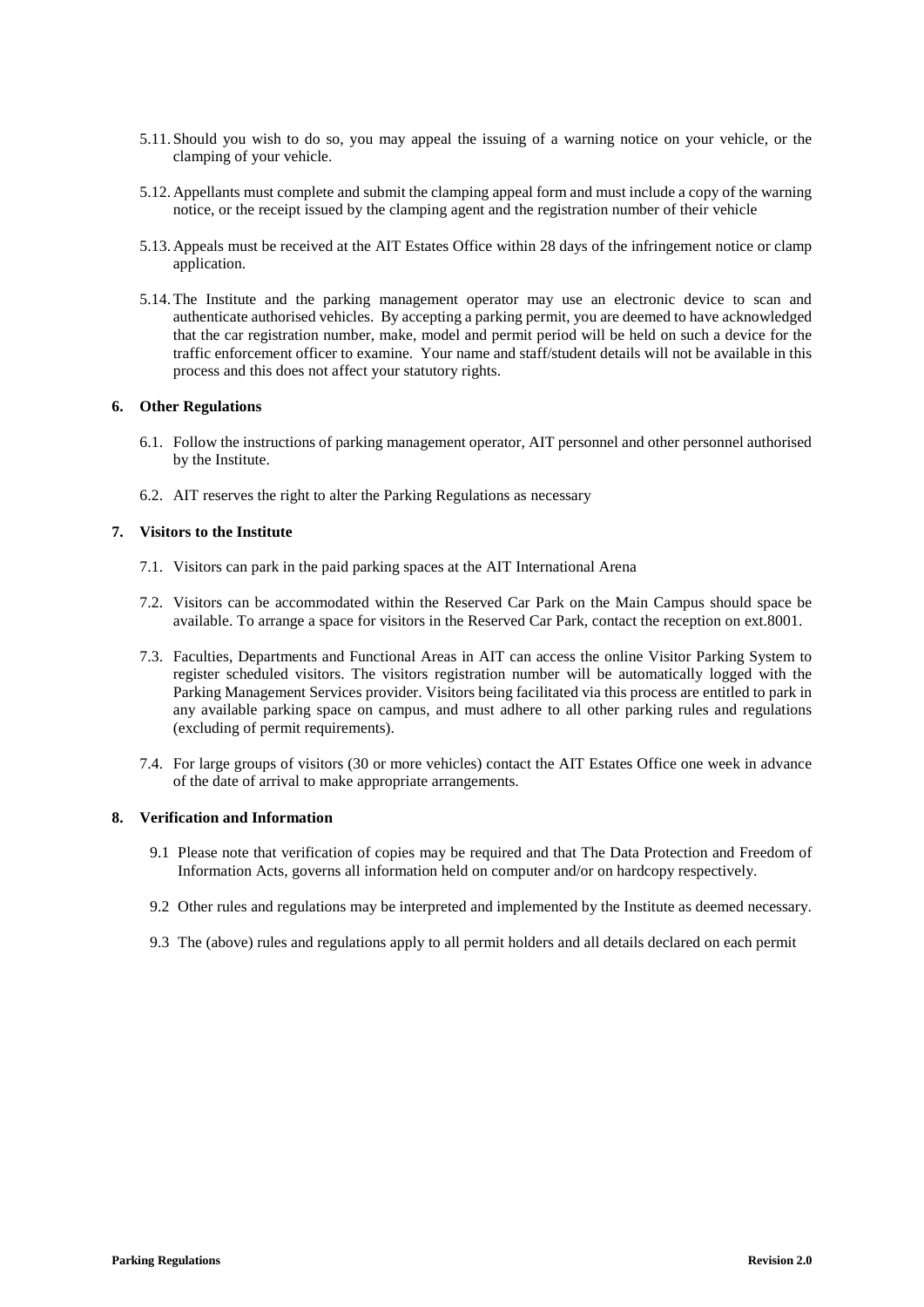5.11. Should you wish to do so, you may appeal the issuing of a warning notice on your vehicle, or the clamping of your vehicle.

5.12. Appellants must complete and submit the clamping appeal form and must include a copy of the warning notice, or the receipt issued by the clamping agent and the registration number of their vehicle

5.13. Appeals must be received at the AIT Estates Office within 28 days of the infringement notice or clamp application.

5.14. The Institute and the parking management operator may use an electronic device to scan and authenticate authorised vehicles. By accepting a parking permit, you are deemed to have acknowledged that the car registration number, make, model and permit period will be held on such a device for the traffic enforcement officer to examine. Your name and staff/student details will not be available in this process and this does not affect your statutory rights.

## 6. Other Regulations

6.1. Follow the instructions of parking management operator, AIT personnel and other personnel authorised by the Institute.

6.2. AIT reserves the right to alter the Parking Regulations as necessary

## 7. Visitors to the Institute

7.1. Visitors can park in the paid parking spaces at the AIT International Arena

7.2. Visitors can be accommodated within the Reserved Car Park on the Main Campus should space be available. To arrange a space for visitors in the Reserved Car Park, contact the reception on ext.8001.

7.3. Faculties, Departments and Functional Areas in AIT can access the online Visitor Parking System to register scheduled visitors. The visitors registration number will be automatically logged with the Parking Management Services provider. Visitors being facilitated via this process are entitled to park in any available parking space on campus, and must adhere to all other parking rules and regulations (excluding of permit requirements).

7.4. For large groups of visitors (30 or more vehicles) contact the AIT Estates Office one week in advance of the date of arrival to make appropriate arrangements.

## 8. Verification and Information

9.1 Please note that verification of copies may be required and that The Data Protection and Freedom of Information Acts, governs all information held on computer and/or on hardcopy respectively.

9.2 Other rules and regulations may be interpreted and implemented by the Institute as deemed necessary.

9.3 The (above) rules and regulations apply to all permit holders and all details declared on each permit